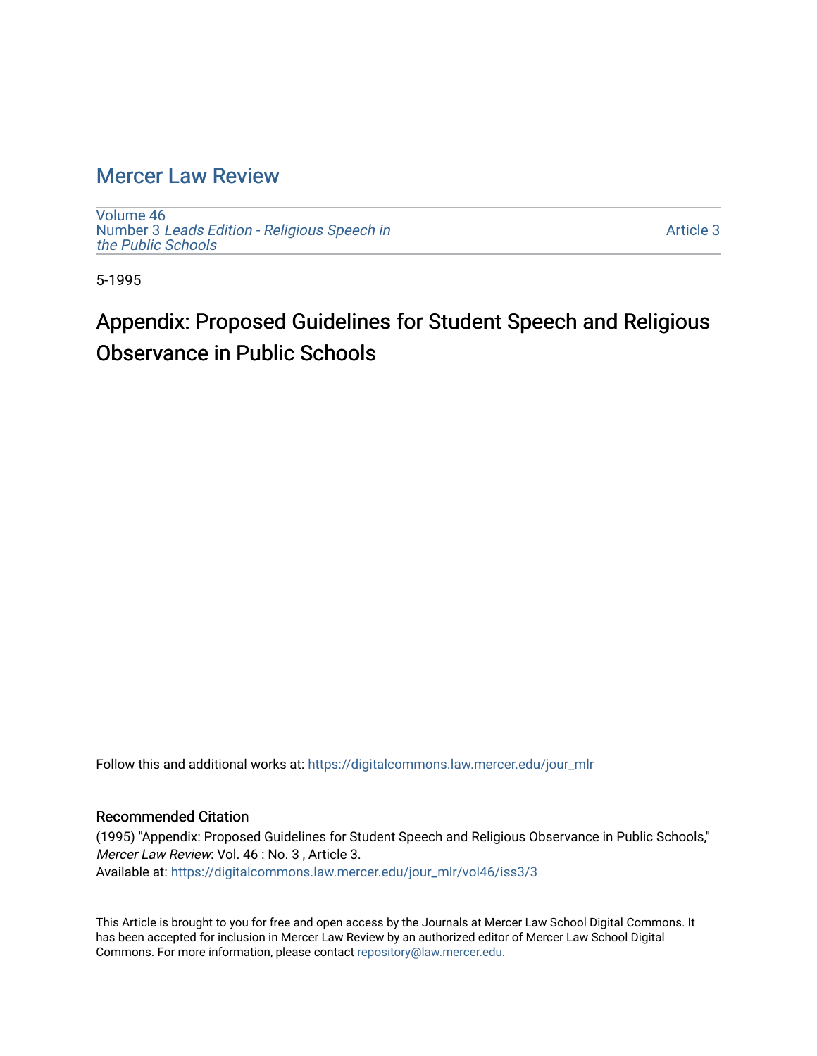# Mercer Law Review

Volume 46
Number 3 *Leads Edition - Religious Speech in the Public Schools*

Article 3

5-1995

## Appendix: Proposed Guidelines for Student Speech and Religious Observance in Public Schools

Follow this and additional works at: https://digitalcommons.law.mercer.edu/jour_mlr

### Recommended Citation

(1995) "Appendix: Proposed Guidelines for Student Speech and Religious Observance in Public Schools," *Mercer Law Review*: Vol. 46 : No. 3 , Article 3.
Available at: https://digitalcommons.law.mercer.edu/jour_mlr/vol46/iss3/3

This Article is brought to you for free and open access by the Journals at Mercer Law School Digital Commons. It has been accepted for inclusion in Mercer Law Review by an authorized editor of Mercer Law School Digital Commons. For more information, please contact repository@law.mercer.edu.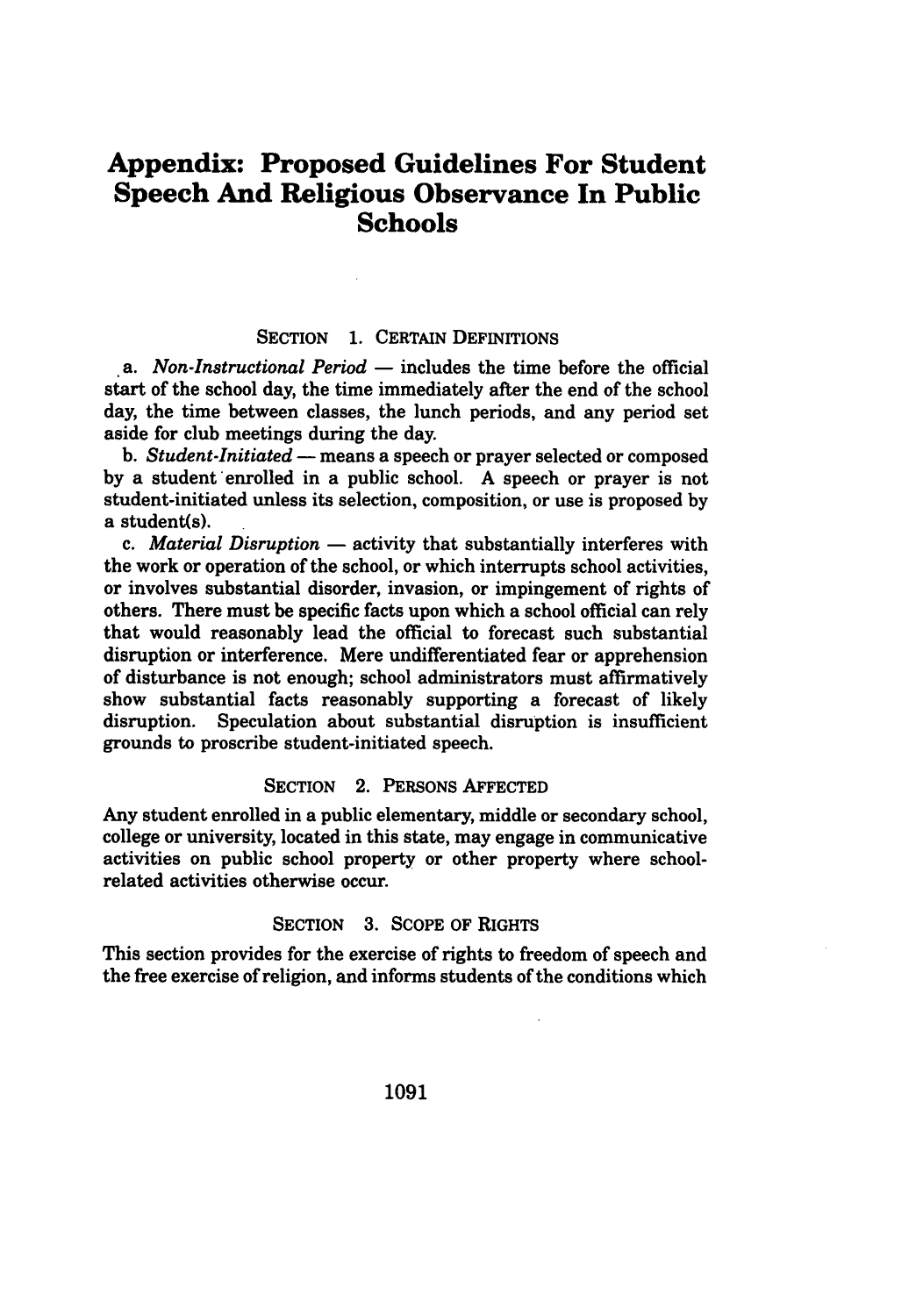# Appendix: Proposed Guidelines For Student Speech And Religious Observance In Public Schools

SECTION 1. CERTAIN DEFINITIONS

a. *Non-Instructional Period* — includes the time before the official start of the school day, the time immediately after the end of the school day, the time between classes, the lunch periods, and any period set aside for club meetings during the day.

b. *Student-Initiated* — means a speech or prayer selected or composed by a student enrolled in a public school. A speech or prayer is not student-initiated unless its selection, composition, or use is proposed by a student(s).

c. *Material Disruption* — activity that substantially interferes with the work or operation of the school, or which interrupts school activities, or involves substantial disorder, invasion, or impingement of rights of others. There must be specific facts upon which a school official can rely that would reasonably lead the official to forecast such substantial disruption or interference. Mere undifferentiated fear or apprehension of disturbance is not enough; school administrators must affirmatively show substantial facts reasonably supporting a forecast of likely disruption. Speculation about substantial disruption is insufficient grounds to proscribe student-initiated speech.

SECTION 2. PERSONS AFFECTED

Any student enrolled in a public elementary, middle or secondary school, college or university, located in this state, may engage in communicative activities on public school property or other property where school-related activities otherwise occur.

SECTION 3. SCOPE OF RIGHTS

This section provides for the exercise of rights to freedom of speech and the free exercise of religion, and informs students of the conditions which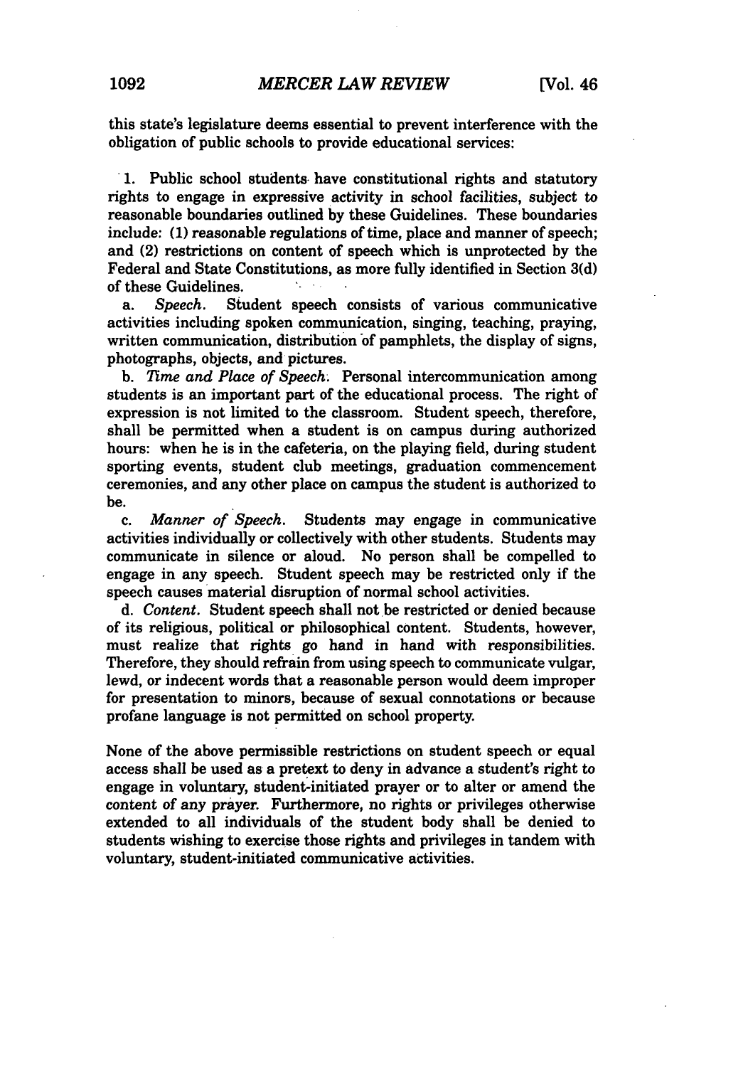this state's legislature deems essential to prevent interference with the obligation of public schools to provide educational services:

1. Public school students have constitutional rights and statutory rights to engage in expressive activity in school facilities, subject to reasonable boundaries outlined by these Guidelines. These boundaries include: (1) reasonable regulations of time, place and manner of speech; and (2) restrictions on content of speech which is unprotected by the Federal and State Constitutions, as more fully identified in Section 3(d) of these Guidelines.

a. *Speech.* Student speech consists of various communicative activities including spoken communication, singing, teaching, praying, written communication, distribution of pamphlets, the display of signs, photographs, objects, and pictures.

b. *Time and Place of Speech.* Personal intercommunication among students is an important part of the educational process. The right of expression is not limited to the classroom. Student speech, therefore, shall be permitted when a student is on campus during authorized hours: when he is in the cafeteria, on the playing field, during student sporting events, student club meetings, graduation commencement ceremonies, and any other place on campus the student is authorized to be.

c. *Manner of Speech.* Students may engage in communicative activities individually or collectively with other students. Students may communicate in silence or aloud. No person shall be compelled to engage in any speech. Student speech may be restricted only if the speech causes material disruption of normal school activities.

d. *Content.* Student speech shall not be restricted or denied because of its religious, political or philosophical content. Students, however, must realize that rights go hand in hand with responsibilities. Therefore, they should refrain from using speech to communicate vulgar, lewd, or indecent words that a reasonable person would deem improper for presentation to minors, because of sexual connotations or because profane language is not permitted on school property.

None of the above permissible restrictions on student speech or equal access shall be used as a pretext to deny in advance a student's right to engage in voluntary, student-initiated prayer or to alter or amend the content of any prayer. Furthermore, no rights or privileges otherwise extended to all individuals of the student body shall be denied to students wishing to exercise those rights and privileges in tandem with voluntary, student-initiated communicative activities.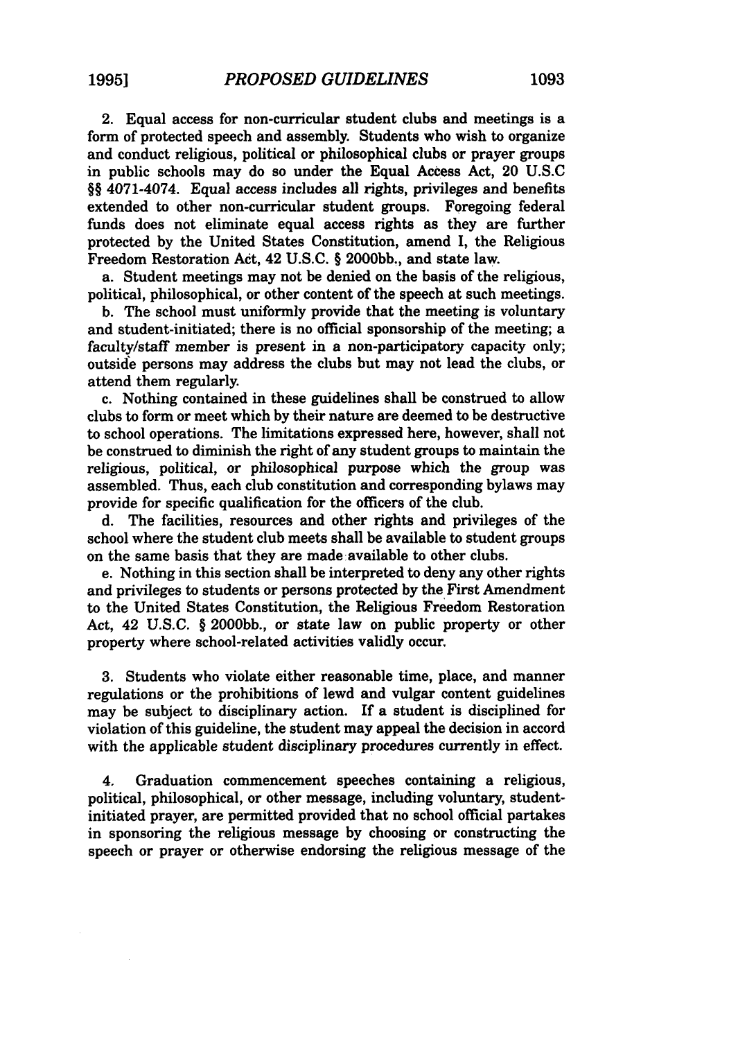2. Equal access for non-curricular student clubs and meetings is a form of protected speech and assembly. Students who wish to organize and conduct religious, political or philosophical clubs or prayer groups in public schools may do so under the Equal Access Act, 20 U.S.C §§ 4071-4074. Equal access includes all rights, privileges and benefits extended to other non-curricular student groups. Foregoing federal funds does not eliminate equal access rights as they are further protected by the United States Constitution, amend I, the Religious Freedom Restoration Act, 42 U.S.C. § 2000bb., and state law.

a. Student meetings may not be denied on the basis of the religious, political, philosophical, or other content of the speech at such meetings.

b. The school must uniformly provide that the meeting is voluntary and student-initiated; there is no official sponsorship of the meeting; a faculty/staff member is present in a non-participatory capacity only; outside persons may address the clubs but may not lead the clubs, or attend them regularly.

c. Nothing contained in these guidelines shall be construed to allow clubs to form or meet which by their nature are deemed to be destructive to school operations. The limitations expressed here, however, shall not be construed to diminish the right of any student groups to maintain the religious, political, or philosophical purpose which the group was assembled. Thus, each club constitution and corresponding bylaws may provide for specific qualification for the officers of the club.

d. The facilities, resources and other rights and privileges of the school where the student club meets shall be available to student groups on the same basis that they are made available to other clubs.

e. Nothing in this section shall be interpreted to deny any other rights and privileges to students or persons protected by the First Amendment to the United States Constitution, the Religious Freedom Restoration Act, 42 U.S.C. § 2000bb., or state law on public property or other property where school-related activities validly occur.

3. Students who violate either reasonable time, place, and manner regulations or the prohibitions of lewd and vulgar content guidelines may be subject to disciplinary action. If a student is disciplined for violation of this guideline, the student may appeal the decision in accord with the applicable student disciplinary procedures currently in effect.

4. Graduation commencement speeches containing a religious, political, philosophical, or other message, including voluntary, student-initiated prayer, are permitted provided that no school official partakes in sponsoring the religious message by choosing or constructing the speech or prayer or otherwise endorsing the religious message of the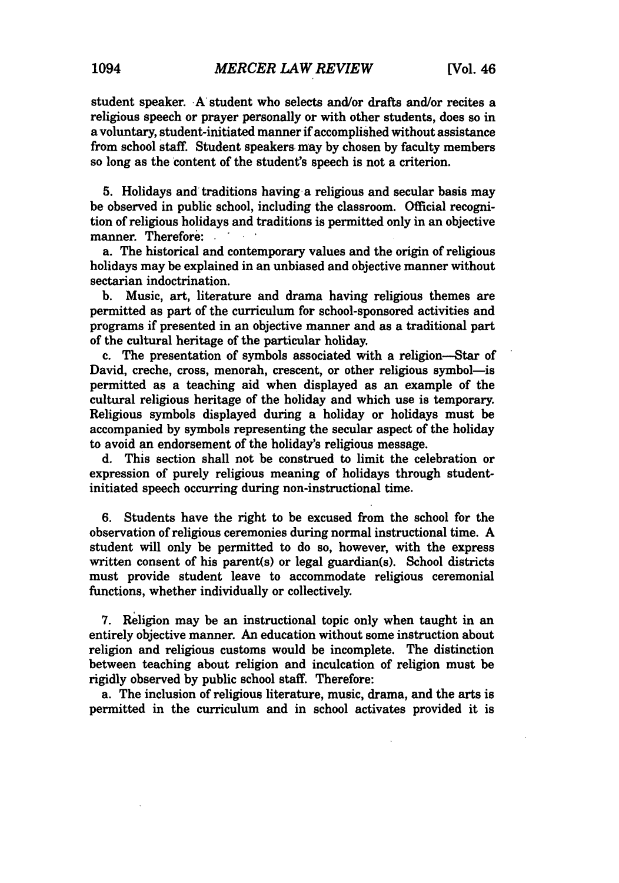student speaker. A student who selects and/or drafts and/or recites a religious speech or prayer personally or with other students, does so in a voluntary, student-initiated manner if accomplished without assistance from school staff. Student speakers may by chosen by faculty members so long as the content of the student's speech is not a criterion.

5. Holidays and traditions having a religious and secular basis may be observed in public school, including the classroom. Official recognition of religious holidays and traditions is permitted only in an objective manner. Therefore:

a. The historical and contemporary values and the origin of religious holidays may be explained in an unbiased and objective manner without sectarian indoctrination.

b. Music, art, literature and drama having religious themes are permitted as part of the curriculum for school-sponsored activities and programs if presented in an objective manner and as a traditional part of the cultural heritage of the particular holiday.

c. The presentation of symbols associated with a religion—Star of David, creche, cross, menorah, crescent, or other religious symbol—is permitted as a teaching aid when displayed as an example of the cultural religious heritage of the holiday and which use is temporary. Religious symbols displayed during a holiday or holidays must be accompanied by symbols representing the secular aspect of the holiday to avoid an endorsement of the holiday's religious message.

d. This section shall not be construed to limit the celebration or expression of purely religious meaning of holidays through student-initiated speech occurring during non-instructional time.

6. Students have the right to be excused from the school for the observation of religious ceremonies during normal instructional time. A student will only be permitted to do so, however, with the express written consent of his parent(s) or legal guardian(s). School districts must provide student leave to accommodate religious ceremonial functions, whether individually or collectively.

7. Religion may be an instructional topic only when taught in an entirely objective manner. An education without some instruction about religion and religious customs would be incomplete. The distinction between teaching about religion and inculcation of religion must be rigidly observed by public school staff. Therefore:

a. The inclusion of religious literature, music, drama, and the arts is permitted in the curriculum and in school activates provided it is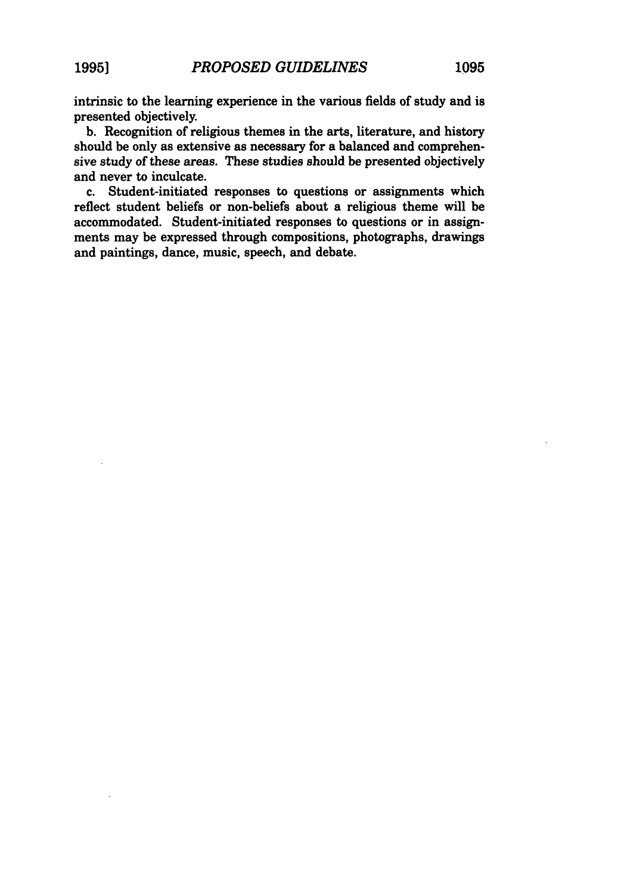intrinsic to the learning experience in the various fields of study and is presented objectively.

b. Recognition of religious themes in the arts, literature, and history should be only as extensive as necessary for a balanced and comprehensive study of these areas. These studies should be presented objectively and never to inculcate.

c. Student-initiated responses to questions or assignments which reflect student beliefs or non-beliefs about a religious theme will be accommodated. Student-initiated responses to questions or in assignments may be expressed through compositions, photographs, drawings and paintings, dance, music, speech, and debate.